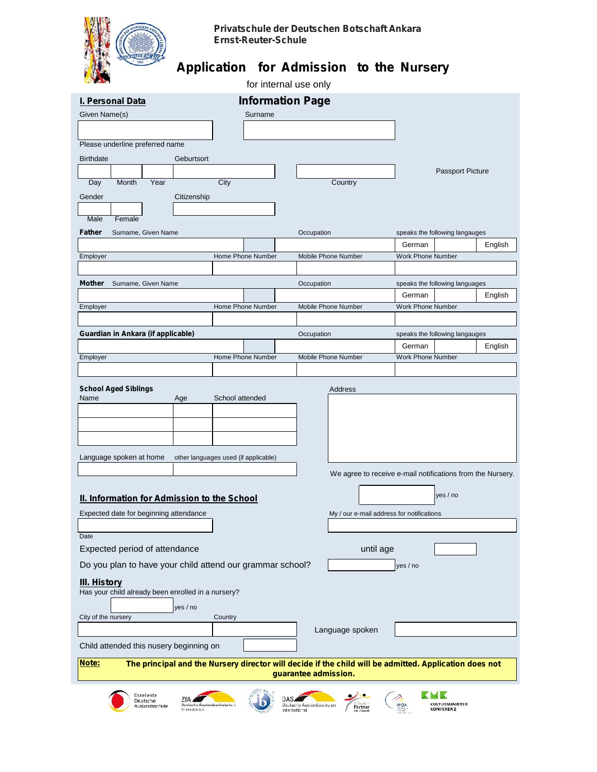**Privatschule der Deutschen Botschaft Ankara**
**Ernst-Reuter-Schule**

# Application for Admission to the Nursery

for internal use only

## I. Personal Data

**Information Page**

Given Name(s)

Surname

Please underline preferred name

Birthdate

Geburtsort

Passport Picture

Day Month Year

City

Country

Gender

Citizenship

Male Female

**Father** Surname, Given Name

Occupation

speaks the following langauges

German English

Employer

Home Phone Number

Mobile Phone Number

Work Phone Number

**Mother** Surname, Given Name

Occupation

speaks the following languages

German English

Employer

Home Phone Number

Mobile Phone Number

Work Phone Number

**Guardian in Ankara (if applicable)**

Occupation

speaks the following langauges

German English

Employer

Home Phone Number

Mobile Phone Number

Work Phone Number

**School Aged Siblings**

| Name | Age | School attended |
|---|---|---|
| | | |
| | | |
| | | |

Address

Language spoken at home

other languages used (if applicable)

We agree to receive e-mail notifications from the Nursery.

yes / no

## II. Information for Admission to the School

Expected date for beginning attendance

My / our e-mail address for notifications

Date

Expected period of attendance

until age

Do you plan to have your child attend our grammar school?

yes / no

## III. History

Has your child already been enrolled in a nursery?

yes / no

City of the nursery

Country

Language spoken

Child attended this nusery beginning on

**Note:** **The principal and the Nursery director will decide if the child will be admitted. Application does not guarantee admission.**

Exzellente Deutsche Auslandsschule

ZfA Deutsche Auslandsschularbeit International

DAS Deutsche Auslandsschulen International

Schulen: Partner der Zukunft

WDA

KMK KULTUSMINISTER KONFERENZ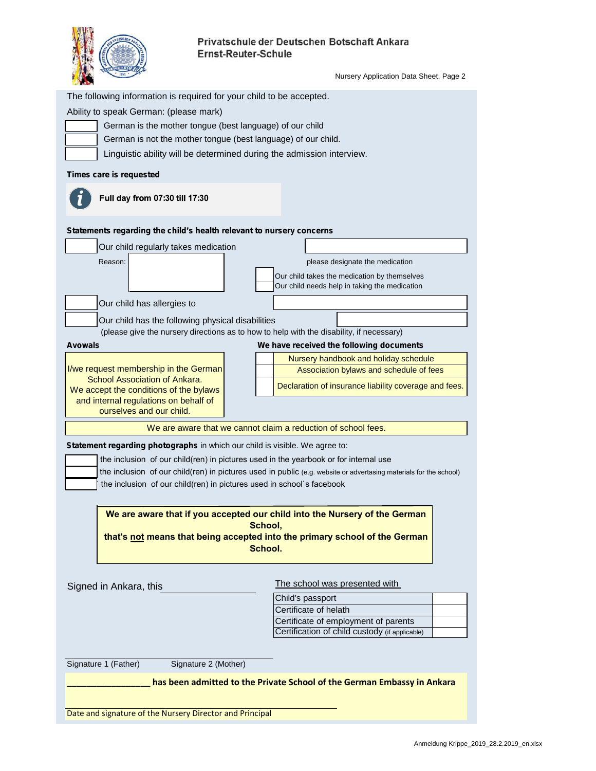Privatschule der Deutschen Botschaft Ankara
Ernst-Reuter-Schule

Nursery Application Data Sheet, Page 2

The following information is required for your child to be accepted.

Ability to speak German: (please mark)

- [ ] German is the mother tongue (best language) of our child
- [ ] German is not the mother tongue (best language) of our child.
- [ ] Linguistic ability will be determined during the admission interview.

**Times care is requested**

**Full day from 07:30 till 17:30**

**Statements regarding the child's health relevant to nursery concerns**

- [ ] Our child regularly takes medication

Reason:

please designate the medication

- [ ] Our child takes the medication by themselves
- [ ] Our child needs help in taking the medication

- [ ] Our child has allergies to
- [ ] Our child has the following physical disabilities

(please give the nursery directions as to how to help with the disability, if necessary)

**Avowals**

I/we request membership in the German School Association of Ankara.
We accept the conditions of the bylaws and internal regulations on behalf of ourselves and our child.

**We have received the following documents**

- [ ] Nursery handbook and holiday schedule
- [ ] Association bylaws and schedule of fees
- [ ] Declaration of insurance liability coverage and fees.

We are aware that we cannot claim a reduction of school fees.

**Statement regarding photographs** in which our child is visible. We agree to:

- [ ] the inclusion of our child(ren) in pictures used in the yearbook or for internal use
- [ ] the inclusion of our child(ren) in pictures used in public (e.g. website or advertasing materials for the school)
- [ ] the inclusion of our child(ren) in pictures used in school`s facebook

**We are aware that if you accepted our child into the Nursery of the German School, that's not means that being accepted into the primary school of the German School.**

Signed in Ankara, this ____________________

The school was presented with

| | |
|---|---|
| Child's passport | |
| Certificate of helath | |
| Certificate of employment of parents | |
| Certification of child custody (if applicable) | |

Signature 1 (Father) Signature 2 (Mother)

**__________________ has been admitted to the Private School of the German Embassy in Ankara**

Date and signature of the Nursery Director and Principal

Anmeldung Krippe_2019_28.2.2019_en.xlsx